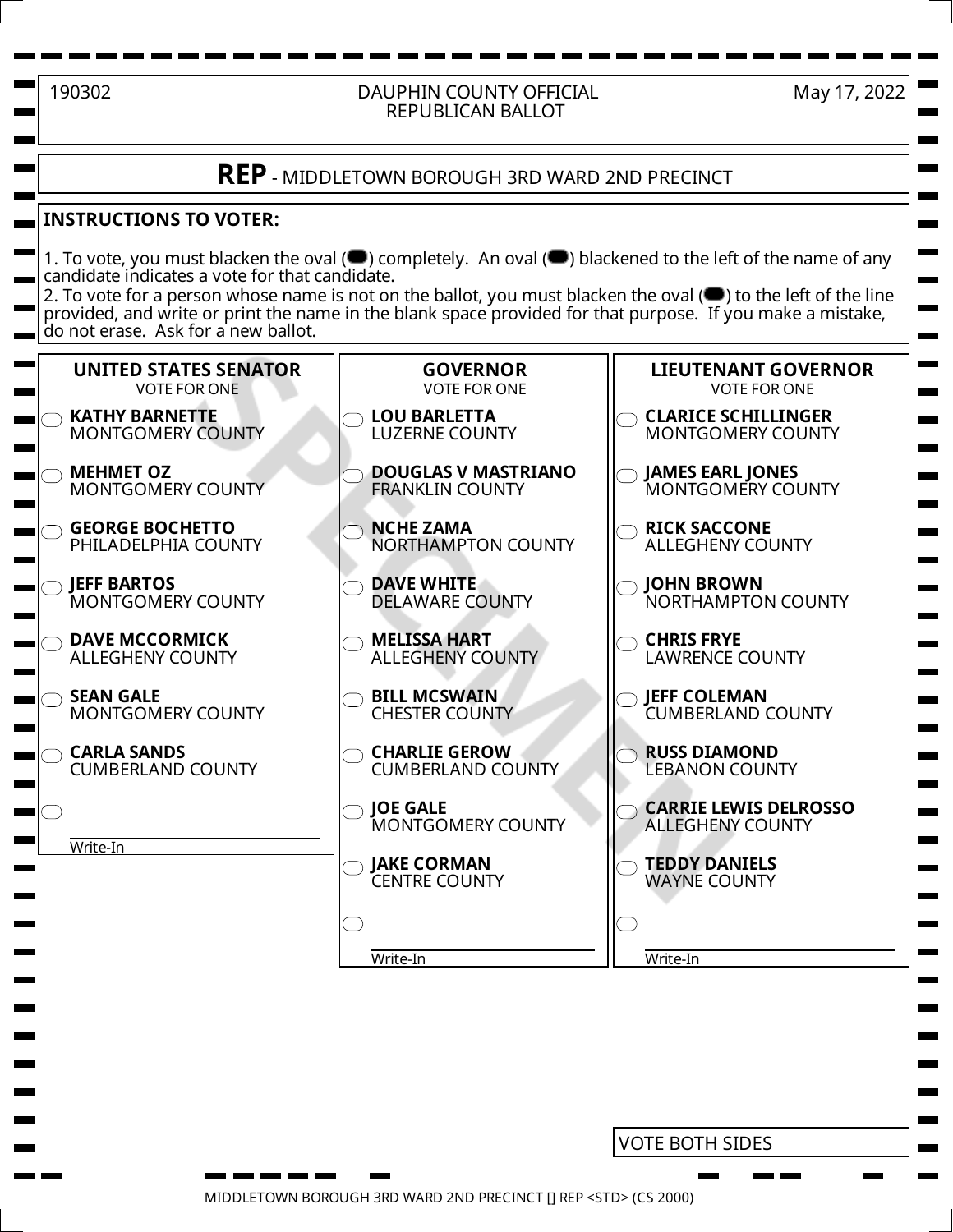190302 | DAUPHIN COUNTY OFFICIAL REPUBLICAN BALLOT | May 17, 2022

# REP - MIDDLETOWN BOROUGH 3RD WARD 2ND PRECINCT

**INSTRUCTIONS TO VOTER:**

1. To vote, you must blacken the oval (⬬) completely. An oval (⬬) blackened to the left of the name of any candidate indicates a vote for that candidate.
2. To vote for a person whose name is not on the ballot, you must blacken the oval (⬬) to the left of the line provided, and write or print the name in the blank space provided for that purpose. If you make a mistake, do not erase. Ask for a new ballot.

## UNITED STATES SENATOR
VOTE FOR ONE

- **KATHY BARNETTE** MONTGOMERY COUNTY
- **MEHMET OZ** MONTGOMERY COUNTY
- **GEORGE BOCHETTO** PHILADELPHIA COUNTY
- **JEFF BARTOS** MONTGOMERY COUNTY
- **DAVE MCCORMICK** ALLEGHENY COUNTY
- **SEAN GALE** MONTGOMERY COUNTY
- **CARLA SANDS** CUMBERLAND COUNTY
- Write-In

## GOVERNOR
VOTE FOR ONE

- **LOU BARLETTA** LUZERNE COUNTY
- **DOUGLAS V MASTRIANO** FRANKLIN COUNTY
- **NCHE ZAMA** NORTHAMPTON COUNTY
- **DAVE WHITE** DELAWARE COUNTY
- **MELISSA HART** ALLEGHENY COUNTY
- **BILL MCSWAIN** CHESTER COUNTY
- **CHARLIE GEROW** CUMBERLAND COUNTY
- **JOE GALE** MONTGOMERY COUNTY
- **JAKE CORMAN** CENTRE COUNTY
- Write-In

## LIEUTENANT GOVERNOR
VOTE FOR ONE

- **CLARICE SCHILLINGER** MONTGOMERY COUNTY
- **JAMES EARL JONES** MONTGOMERY COUNTY
- **RICK SACCONE** ALLEGHENY COUNTY
- **JOHN BROWN** NORTHAMPTON COUNTY
- **CHRIS FRYE** LAWRENCE COUNTY
- **JEFF COLEMAN** CUMBERLAND COUNTY
- **RUSS DIAMOND** LEBANON COUNTY
- **CARRIE LEWIS DELROSSO** ALLEGHENY COUNTY
- **TEDDY DANIELS** WAYNE COUNTY
- Write-In

VOTE BOTH SIDES

MIDDLETOWN BOROUGH 3RD WARD 2ND PRECINCT [] REP <STD> (CS 2000)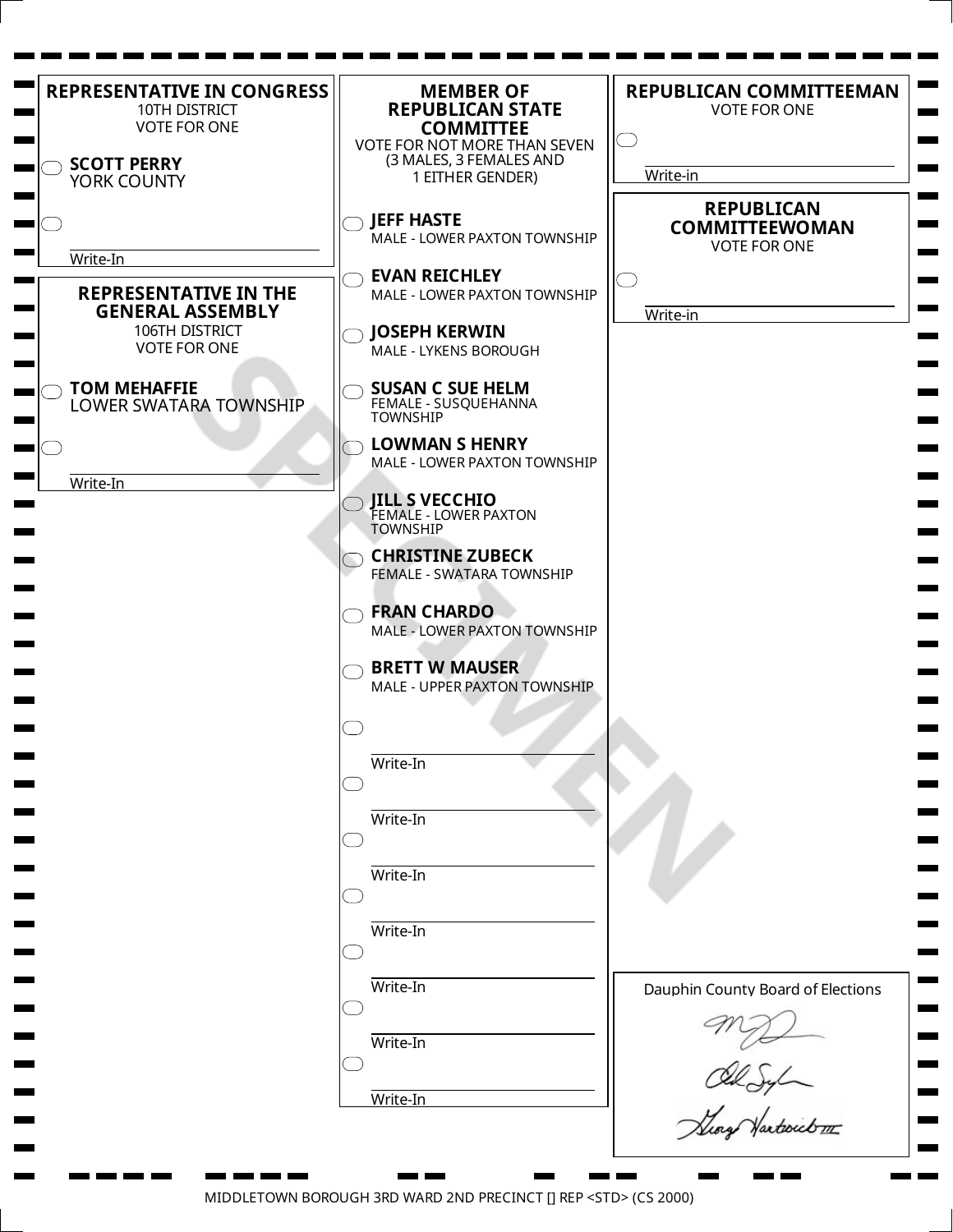## REPRESENTATIVE IN CONGRESS

10TH DISTRICT
VOTE FOR ONE

- **SCOTT PERRY** YORK COUNTY
- Write-In

## REPRESENTATIVE IN THE GENERAL ASSEMBLY

106TH DISTRICT
VOTE FOR ONE

- **TOM MEHAFFIE** LOWER SWATARA TOWNSHIP
- Write-In

## MEMBER OF REPUBLICAN STATE COMMITTEE

VOTE FOR NOT MORE THAN SEVEN
(3 MALES, 3 FEMALES AND 1 EITHER GENDER)

- **JEFF HASTE** MALE - LOWER PAXTON TOWNSHIP
- **EVAN REICHLEY** MALE - LOWER PAXTON TOWNSHIP
- **JOSEPH KERWIN** MALE - LYKENS BOROUGH
- **SUSAN C SUE HELM** FEMALE - SUSQUEHANNA TOWNSHIP
- **LOWMAN S HENRY** MALE - LOWER PAXTON TOWNSHIP
- **JILL S VECCHIO** FEMALE - LOWER PAXTON TOWNSHIP
- **CHRISTINE ZUBECK** FEMALE - SWATARA TOWNSHIP
- **FRAN CHARDO** MALE - LOWER PAXTON TOWNSHIP
- **BRETT W MAUSER** MALE - UPPER PAXTON TOWNSHIP
- Write-In
- Write-In
- Write-In
- Write-In
- Write-In
- Write-In
- Write-In

## REPUBLICAN COMMITTEEMAN

VOTE FOR ONE

- Write-in

## REPUBLICAN COMMITTEEWOMAN

VOTE FOR ONE

- Write-in

Dauphin County Board of Elections

MIDDLETOWN BOROUGH 3RD WARD 2ND PRECINCT [] REP <STD> (CS 2000)